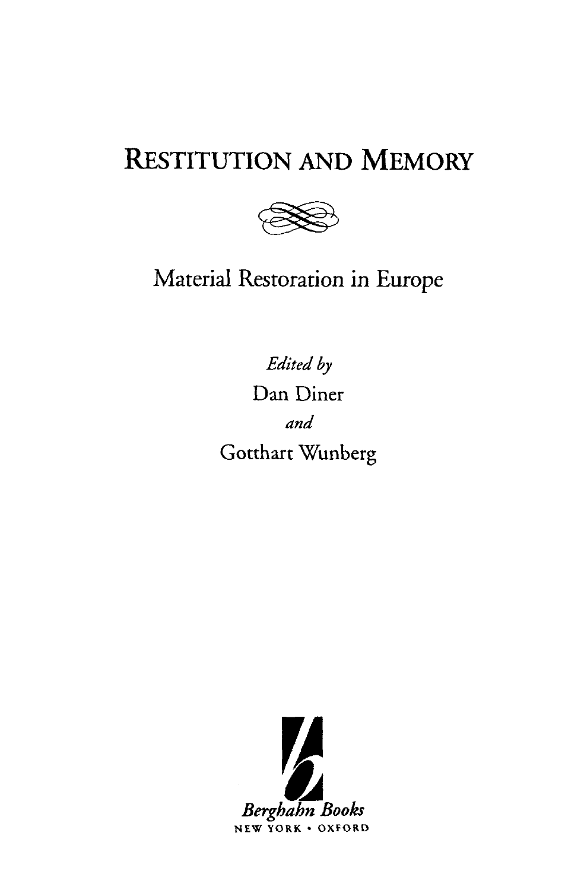# Restitution and Memory

## Material Restoration in Europe

*Edited by*

Dan Diner

*and*

Gotthart Wunberg

*Berghahn Books*

NEW YORK • OXFORD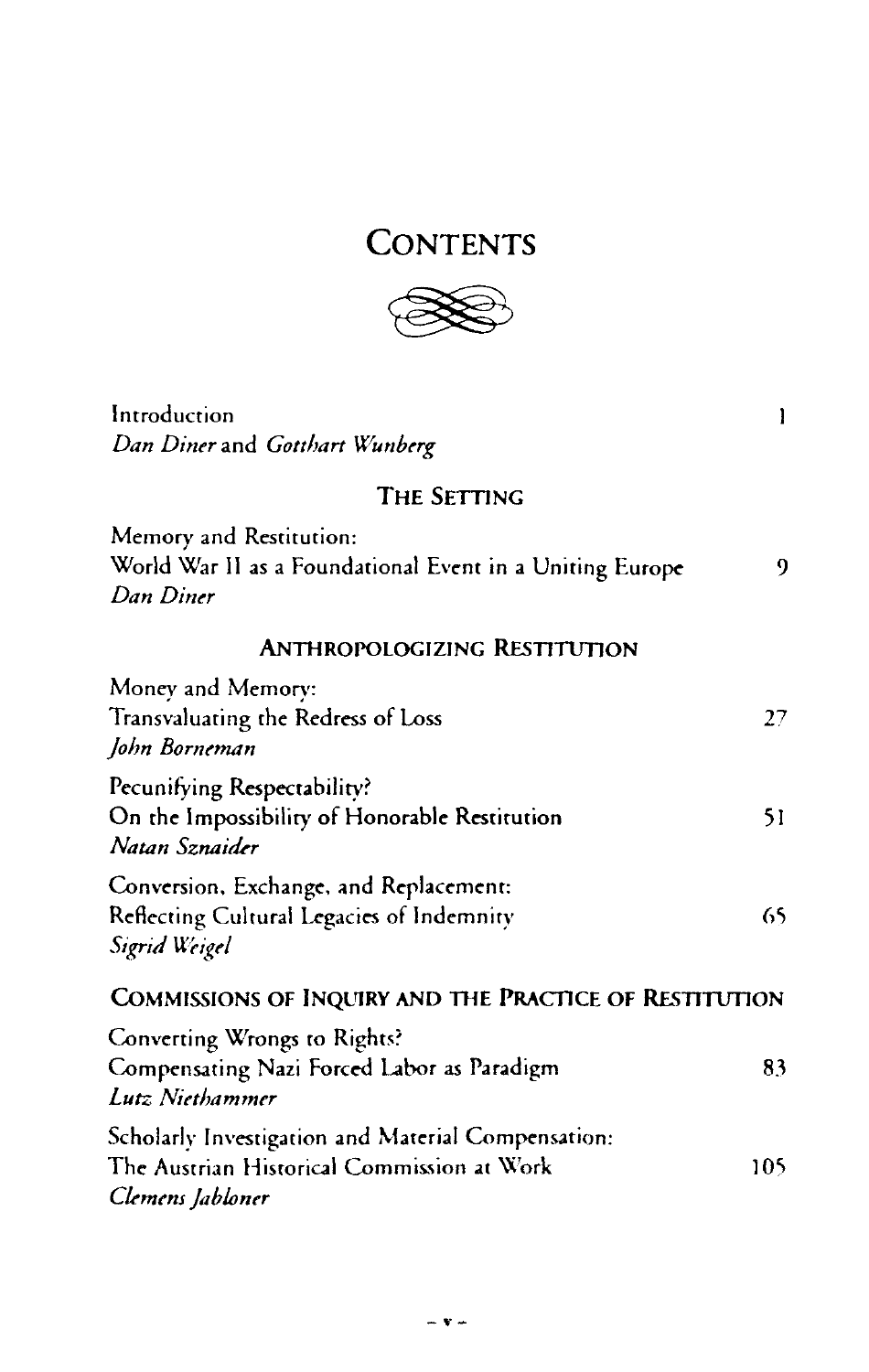# CONTENTS

Introduction 1
*Dan Diner* and *Gotthart Wunberg*

## THE SETTING

Memory and Restitution:
World War II as a Foundational Event in a Uniting Europe 9
*Dan Diner*

## ANTHROPOLOGIZING RESTITUTION

Money and Memory:
Transvaluating the Redress of Loss 27
*John Borneman*

Pecunifying Respectability?
On the Impossibility of Honorable Restitution 51
*Natan Sznaider*

Conversion, Exchange, and Replacement:
Reflecting Cultural Legacies of Indemnity 65
*Sigrid Weigel*

## COMMISSIONS OF INQUIRY AND THE PRACTICE OF RESTITUTION

Converting Wrongs to Rights?
Compensating Nazi Forced Labor as Paradigm 83
*Lutz Niethammer*

Scholarly Investigation and Material Compensation:
The Austrian Historical Commission at Work 105
*Clemens Jabloner*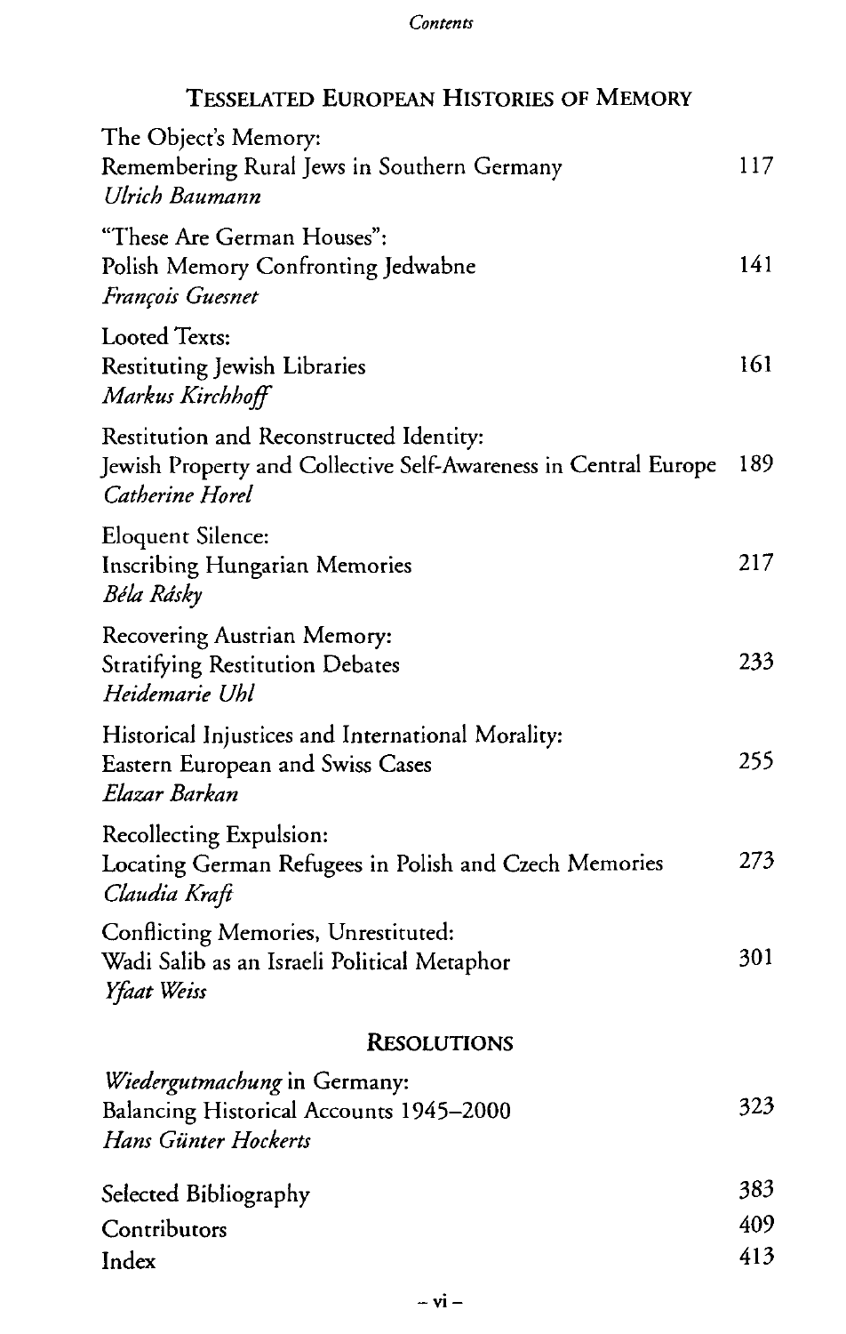## TESSELATED EUROPEAN HISTORIES OF MEMORY

The Object's Memory:
Remembering Rural Jews in Southern Germany — 117
*Ulrich Baumann*

"These Are German Houses":
Polish Memory Confronting Jedwabne — 141
*François Guesnet*

Looted Texts:
Restituting Jewish Libraries — 161
*Markus Kirchhoff*

Restitution and Reconstructed Identity:
Jewish Property and Collective Self-Awareness in Central Europe — 189
*Catherine Horel*

Eloquent Silence:
Inscribing Hungarian Memories — 217
*Béla Rásky*

Recovering Austrian Memory:
Stratifying Restitution Debates — 233
*Heidemarie Uhl*

Historical Injustices and International Morality:
Eastern European and Swiss Cases — 255
*Elazar Barkan*

Recollecting Expulsion:
Locating German Refugees in Polish and Czech Memories — 273
*Claudia Kraft*

Conflicting Memories, Unrestituted:
Wadi Salib as an Israeli Political Metaphor — 301
*Yfaat Weiss*

## RESOLUTIONS

*Wiedergutmachung* in Germany:
Balancing Historical Accounts 1945–2000 — 323
*Hans Günter Hockerts*

Selected Bibliography — 383

Contributors — 409

Index — 413